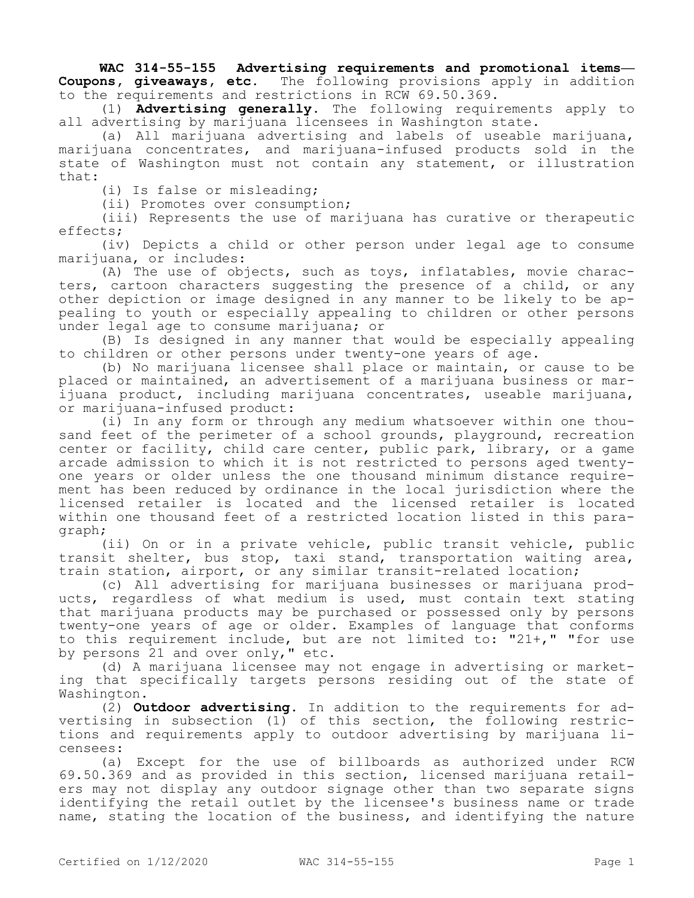**WAC 314-55-155 Advertising requirements and promotional items—Coupons, giveaways, etc.** The following provisions apply in addition to the requirements and restrictions in RCW 69.50.369.

(1) **Advertising generally.** The following requirements apply to all advertising by marijuana licensees in Washington state.

(a) All marijuana advertising and labels of useable marijuana, marijuana concentrates, and marijuana-infused products sold in the state of Washington must not contain any statement, or illustration that:

(i) Is false or misleading;

(ii) Promotes over consumption;

(iii) Represents the use of marijuana has curative or therapeutic effects;

(iv) Depicts a child or other person under legal age to consume marijuana, or includes:

(A) The use of objects, such as toys, inflatables, movie characters, cartoon characters suggesting the presence of a child, or any other depiction or image designed in any manner to be likely to be appealing to youth or especially appealing to children or other persons under legal age to consume marijuana; or

(B) Is designed in any manner that would be especially appealing to children or other persons under twenty-one years of age.

(b) No marijuana licensee shall place or maintain, or cause to be placed or maintained, an advertisement of a marijuana business or marijuana product, including marijuana concentrates, useable marijuana, or marijuana-infused product:

(i) In any form or through any medium whatsoever within one thousand feet of the perimeter of a school grounds, playground, recreation center or facility, child care center, public park, library, or a game arcade admission to which it is not restricted to persons aged twenty-one years or older unless the one thousand minimum distance requirement has been reduced by ordinance in the local jurisdiction where the licensed retailer is located and the licensed retailer is located within one thousand feet of a restricted location listed in this paragraph;

(ii) On or in a private vehicle, public transit vehicle, public transit shelter, bus stop, taxi stand, transportation waiting area, train station, airport, or any similar transit-related location;

(c) All advertising for marijuana businesses or marijuana products, regardless of what medium is used, must contain text stating that marijuana products may be purchased or possessed only by persons twenty-one years of age or older. Examples of language that conforms to this requirement include, but are not limited to: "21+," "for use by persons 21 and over only," etc.

(d) A marijuana licensee may not engage in advertising or marketing that specifically targets persons residing out of the state of Washington.

(2) **Outdoor advertising.** In addition to the requirements for advertising in subsection (1) of this section, the following restrictions and requirements apply to outdoor advertising by marijuana licensees:

(a) Except for the use of billboards as authorized under RCW 69.50.369 and as provided in this section, licensed marijuana retailers may not display any outdoor signage other than two separate signs identifying the retail outlet by the licensee's business name or trade name, stating the location of the business, and identifying the nature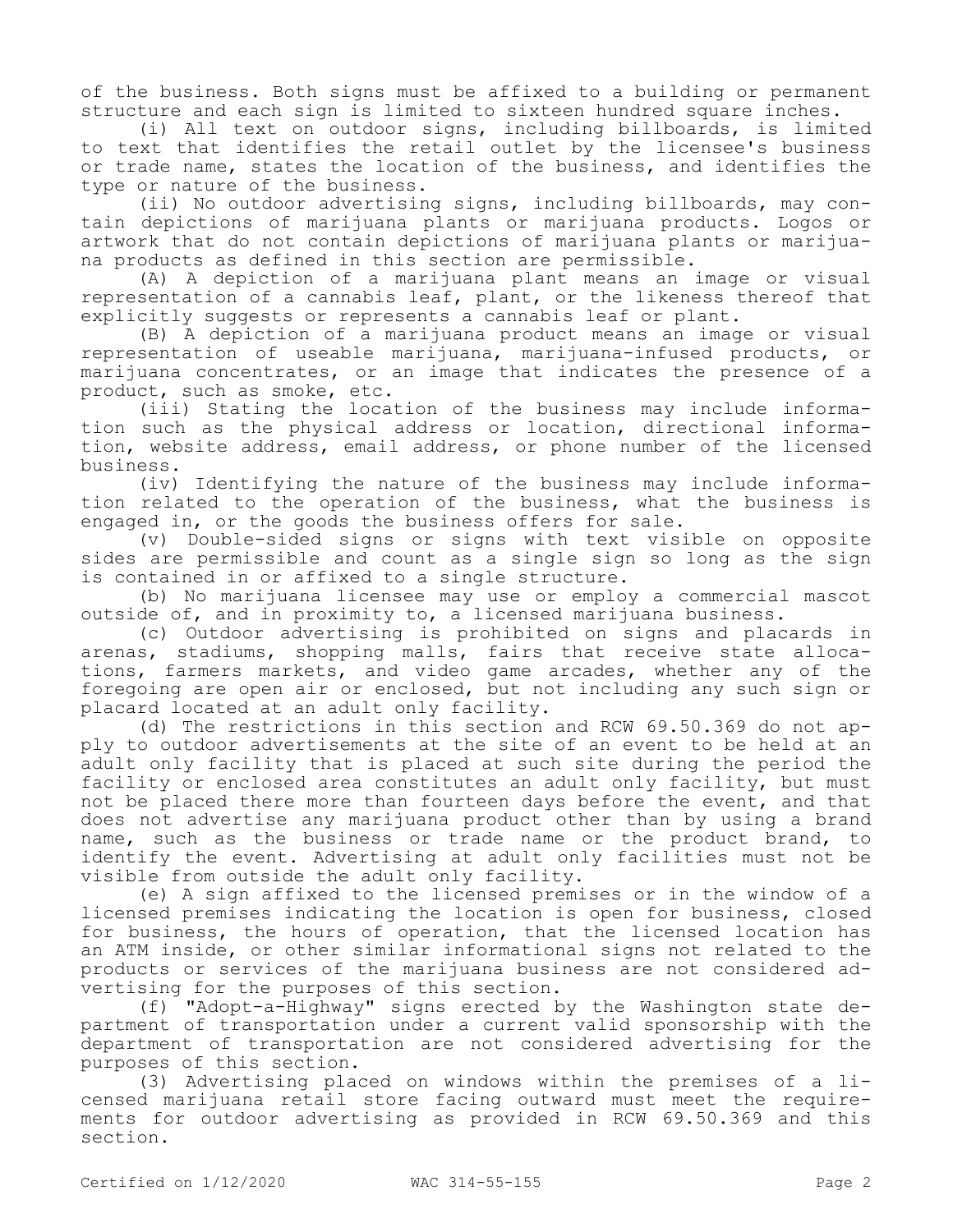of the business. Both signs must be affixed to a building or permanent structure and each sign is limited to sixteen hundred square inches.

(i) All text on outdoor signs, including billboards, is limited to text that identifies the retail outlet by the licensee's business or trade name, states the location of the business, and identifies the type or nature of the business.

(ii) No outdoor advertising signs, including billboards, may contain depictions of marijuana plants or marijuana products. Logos or artwork that do not contain depictions of marijuana plants or marijuana products as defined in this section are permissible.

(A) A depiction of a marijuana plant means an image or visual representation of a cannabis leaf, plant, or the likeness thereof that explicitly suggests or represents a cannabis leaf or plant.

(B) A depiction of a marijuana product means an image or visual representation of useable marijuana, marijuana-infused products, or marijuana concentrates, or an image that indicates the presence of a product, such as smoke, etc.

(iii) Stating the location of the business may include information such as the physical address or location, directional information, website address, email address, or phone number of the licensed business.

(iv) Identifying the nature of the business may include information related to the operation of the business, what the business is engaged in, or the goods the business offers for sale.

(v) Double-sided signs or signs with text visible on opposite sides are permissible and count as a single sign so long as the sign is contained in or affixed to a single structure.

(b) No marijuana licensee may use or employ a commercial mascot outside of, and in proximity to, a licensed marijuana business.

(c) Outdoor advertising is prohibited on signs and placards in arenas, stadiums, shopping malls, fairs that receive state allocations, farmers markets, and video game arcades, whether any of the foregoing are open air or enclosed, but not including any such sign or placard located at an adult only facility.

(d) The restrictions in this section and RCW 69.50.369 do not apply to outdoor advertisements at the site of an event to be held at an adult only facility that is placed at such site during the period the facility or enclosed area constitutes an adult only facility, but must not be placed there more than fourteen days before the event, and that does not advertise any marijuana product other than by using a brand name, such as the business or trade name or the product brand, to identify the event. Advertising at adult only facilities must not be visible from outside the adult only facility.

(e) A sign affixed to the licensed premises or in the window of a licensed premises indicating the location is open for business, closed for business, the hours of operation, that the licensed location has an ATM inside, or other similar informational signs not related to the products or services of the marijuana business are not considered advertising for the purposes of this section.

(f) "Adopt-a-Highway" signs erected by the Washington state department of transportation under a current valid sponsorship with the department of transportation are not considered advertising for the purposes of this section.

(3) Advertising placed on windows within the premises of a licensed marijuana retail store facing outward must meet the requirements for outdoor advertising as provided in RCW 69.50.369 and this section.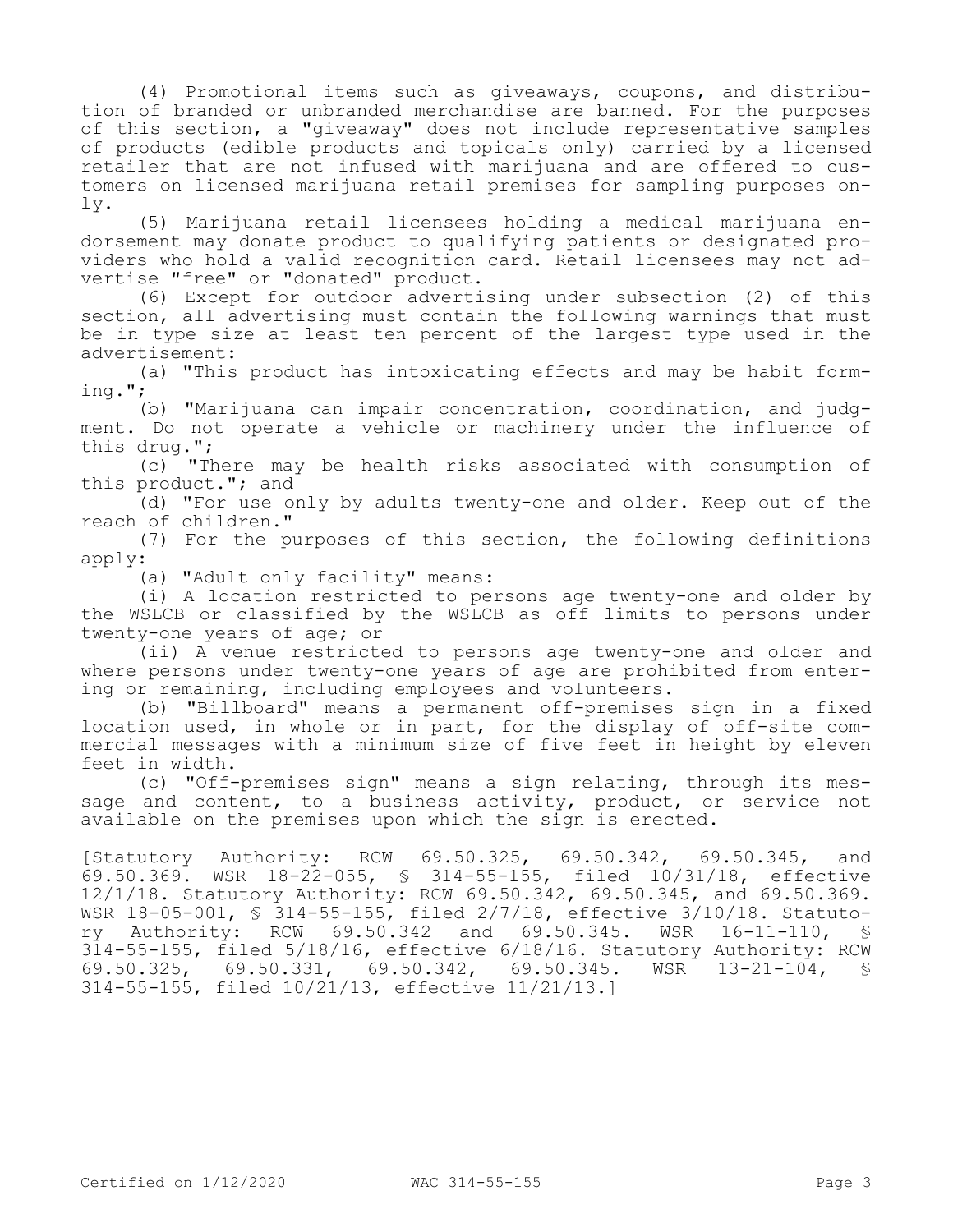(4) Promotional items such as giveaways, coupons, and distribution of branded or unbranded merchandise are banned. For the purposes of this section, a "giveaway" does not include representative samples of products (edible products and topicals only) carried by a licensed retailer that are not infused with marijuana and are offered to customers on licensed marijuana retail premises for sampling purposes only.

(5) Marijuana retail licensees holding a medical marijuana endorsement may donate product to qualifying patients or designated providers who hold a valid recognition card. Retail licensees may not advertise "free" or "donated" product.

(6) Except for outdoor advertising under subsection (2) of this section, all advertising must contain the following warnings that must be in type size at least ten percent of the largest type used in the advertisement:

(a) "This product has intoxicating effects and may be habit forming.";

(b) "Marijuana can impair concentration, coordination, and judgment. Do not operate a vehicle or machinery under the influence of this drug.";

(c) "There may be health risks associated with consumption of this product."; and

(d) "For use only by adults twenty-one and older. Keep out of the reach of children."

(7) For the purposes of this section, the following definitions apply:

(a) "Adult only facility" means:

(i) A location restricted to persons age twenty-one and older by the WSLCB or classified by the WSLCB as off limits to persons under twenty-one years of age; or

(ii) A venue restricted to persons age twenty-one and older and where persons under twenty-one years of age are prohibited from entering or remaining, including employees and volunteers.

(b) "Billboard" means a permanent off-premises sign in a fixed location used, in whole or in part, for the display of off-site commercial messages with a minimum size of five feet in height by eleven feet in width.

(c) "Off-premises sign" means a sign relating, through its message and content, to a business activity, product, or service not available on the premises upon which the sign is erected.

[Statutory Authority: RCW 69.50.325, 69.50.342, 69.50.345, and 69.50.369. WSR 18-22-055, § 314-55-155, filed 10/31/18, effective 12/1/18. Statutory Authority: RCW 69.50.342, 69.50.345, and 69.50.369. WSR 18-05-001, § 314-55-155, filed 2/7/18, effective 3/10/18. Statutory Authority: RCW 69.50.342 and 69.50.345. WSR 16-11-110, § 314-55-155, filed 5/18/16, effective 6/18/16. Statutory Authority: RCW 69.50.325, 69.50.331, 69.50.342, 69.50.345. WSR 13-21-104, § 314-55-155, filed 10/21/13, effective 11/21/13.]